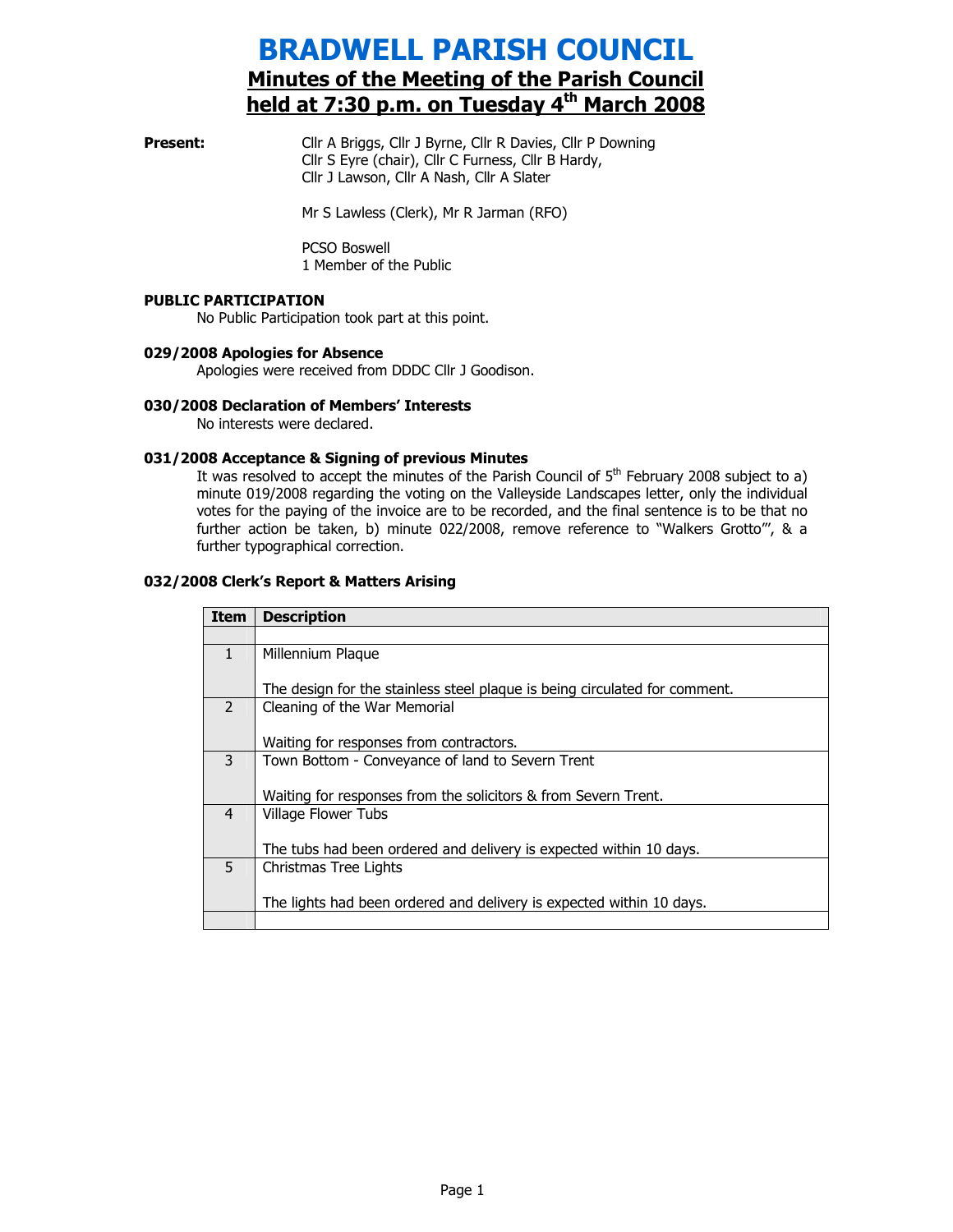# BRADWELL PARISH COUNCIL

## Minutes of the Meeting of the Parish Council held at 7:30 p.m. on Tuesday 4th March 2008

**Present:**

Cllr A Briggs, Cllr J Byrne, Cllr R Davies, Cllr P Downing
Cllr S Eyre (chair), Cllr C Furness, Cllr B Hardy,
Cllr J Lawson, Cllr A Nash, Cllr A Slater

Mr S Lawless (Clerk), Mr R Jarman (RFO)

PCSO Boswell
1 Member of the Public

**PUBLIC PARTICIPATION**

No Public Participation took part at this point.

**029/2008 Apologies for Absence**

Apologies were received from DDDC Cllr J Goodison.

**030/2008 Declaration of Members' Interests**

No interests were declared.

**031/2008 Acceptance & Signing of previous Minutes**

It was resolved to accept the minutes of the Parish Council of 5th February 2008 subject to a) minute 019/2008 regarding the voting on the Valleyside Landscapes letter, only the individual votes for the paying of the invoice are to be recorded, and the final sentence is to be that no further action be taken, b) minute 022/2008, remove reference to "Walkers Grotto"', & a further typographical correction.

**032/2008 Clerk's Report & Matters Arising**

| Item | Description |
|---|---|
| | |
| 1 | Millennium Plaque<br><br>The design for the stainless steel plaque is being circulated for comment. |
| 2 | Cleaning of the War Memorial<br><br>Waiting for responses from contractors. |
| 3 | Town Bottom - Conveyance of land to Severn Trent<br><br>Waiting for responses from the solicitors & from Severn Trent. |
| 4 | Village Flower Tubs<br><br>The tubs had been ordered and delivery is expected within 10 days. |
| 5 | Christmas Tree Lights<br><br>The lights had been ordered and delivery is expected within 10 days. |
| | |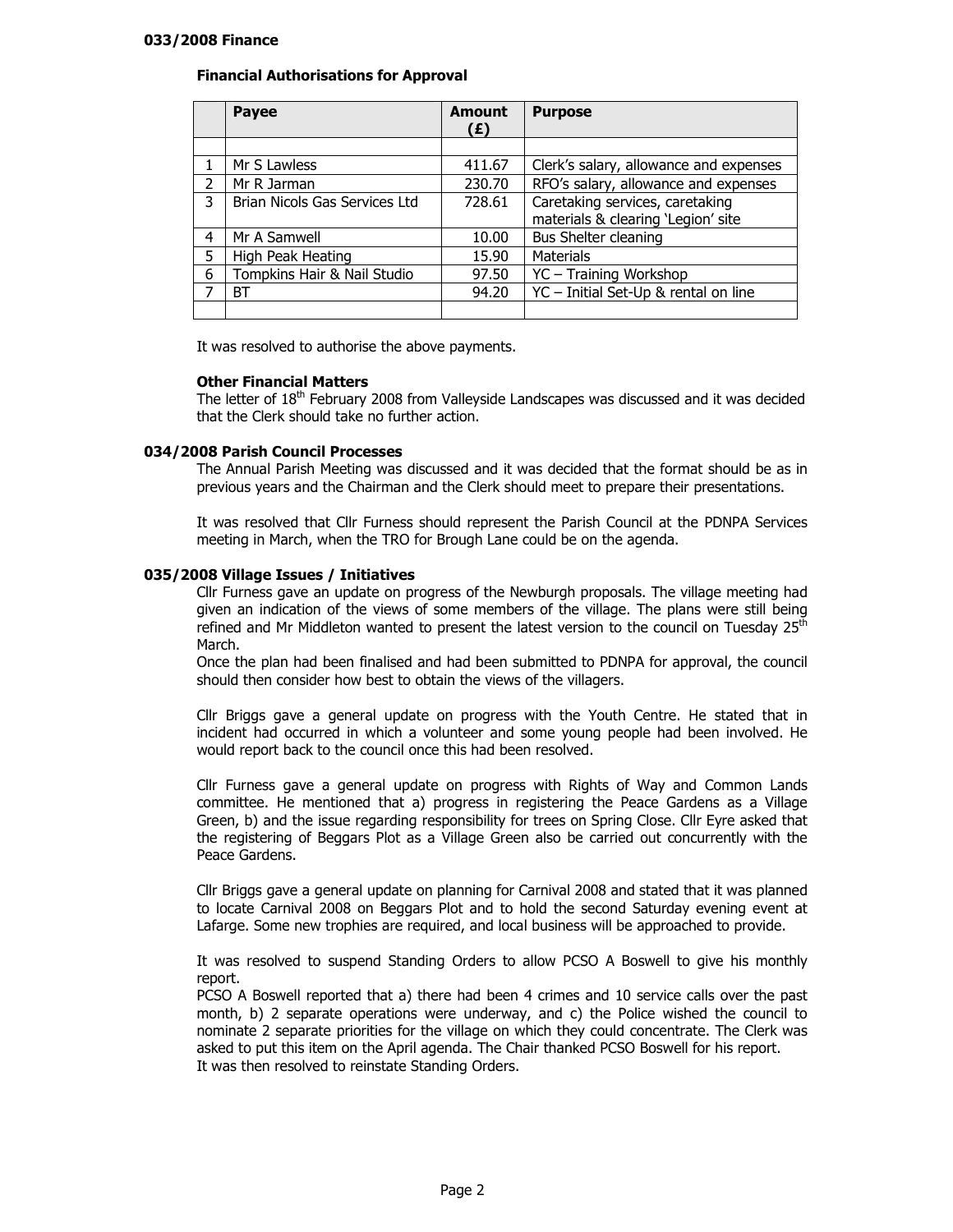### 033/2008 Finance

**Financial Authorisations for Approval**

| | Payee | Amount (£) | Purpose |
|---|---|---|---|
| | | | |
| 1 | Mr S Lawless | 411.67 | Clerk's salary, allowance and expenses |
| 2 | Mr R Jarman | 230.70 | RFO's salary, allowance and expenses |
| 3 | Brian Nicols Gas Services Ltd | 728.61 | Caretaking services, caretaking materials & clearing 'Legion' site |
| 4 | Mr A Samwell | 10.00 | Bus Shelter cleaning |
| 5 | High Peak Heating | 15.90 | Materials |
| 6 | Tompkins Hair & Nail Studio | 97.50 | YC – Training Workshop |
| 7 | BT | 94.20 | YC – Initial Set-Up & rental on line |
| | | | |

It was resolved to authorise the above payments.

**Other Financial Matters**

The letter of 18th February 2008 from Valleyside Landscapes was discussed and it was decided that the Clerk should take no further action.

### 034/2008 Parish Council Processes

The Annual Parish Meeting was discussed and it was decided that the format should be as in previous years and the Chairman and the Clerk should meet to prepare their presentations.

It was resolved that Cllr Furness should represent the Parish Council at the PDNPA Services meeting in March, when the TRO for Brough Lane could be on the agenda.

### 035/2008 Village Issues / Initiatives

Cllr Furness gave an update on progress of the Newburgh proposals. The village meeting had given an indication of the views of some members of the village. The plans were still being refined and Mr Middleton wanted to present the latest version to the council on Tuesday 25th March.

Once the plan had been finalised and had been submitted to PDNPA for approval, the council should then consider how best to obtain the views of the villagers.

Cllr Briggs gave a general update on progress with the Youth Centre. He stated that in incident had occurred in which a volunteer and some young people had been involved. He would report back to the council once this had been resolved.

Cllr Furness gave a general update on progress with Rights of Way and Common Lands committee. He mentioned that a) progress in registering the Peace Gardens as a Village Green, b) and the issue regarding responsibility for trees on Spring Close. Cllr Eyre asked that the registering of Beggars Plot as a Village Green also be carried out concurrently with the Peace Gardens.

Cllr Briggs gave a general update on planning for Carnival 2008 and stated that it was planned to locate Carnival 2008 on Beggars Plot and to hold the second Saturday evening event at Lafarge. Some new trophies are required, and local business will be approached to provide.

It was resolved to suspend Standing Orders to allow PCSO A Boswell to give his monthly report.

PCSO A Boswell reported that a) there had been 4 crimes and 10 service calls over the past month, b) 2 separate operations were underway, and c) the Police wished the council to nominate 2 separate priorities for the village on which they could concentrate. The Clerk was asked to put this item on the April agenda. The Chair thanked PCSO Boswell for his report.

It was then resolved to reinstate Standing Orders.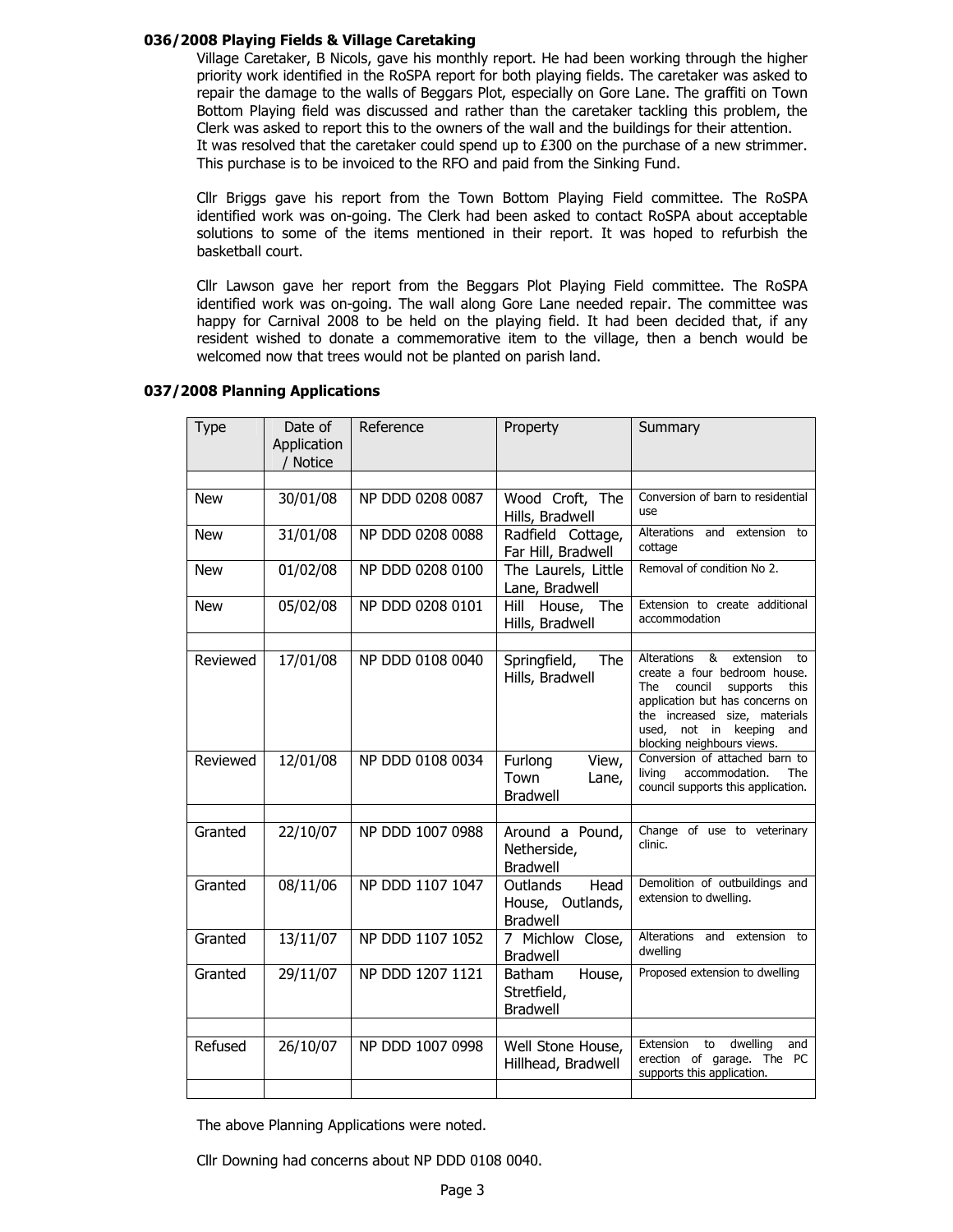### 036/2008 Playing Fields & Village Caretaking

Village Caretaker, B Nicols, gave his monthly report. He had been working through the higher priority work identified in the RoSPA report for both playing fields. The caretaker was asked to repair the damage to the walls of Beggars Plot, especially on Gore Lane. The graffiti on Town Bottom Playing field was discussed and rather than the caretaker tackling this problem, the Clerk was asked to report this to the owners of the wall and the buildings for their attention.
It was resolved that the caretaker could spend up to £300 on the purchase of a new strimmer. This purchase is to be invoiced to the RFO and paid from the Sinking Fund.

Cllr Briggs gave his report from the Town Bottom Playing Field committee. The RoSPA identified work was on-going. The Clerk had been asked to contact RoSPA about acceptable solutions to some of the items mentioned in their report. It was hoped to refurbish the basketball court.

Cllr Lawson gave her report from the Beggars Plot Playing Field committee. The RoSPA identified work was on-going. The wall along Gore Lane needed repair. The committee was happy for Carnival 2008 to be held on the playing field. It had been decided that, if any resident wished to donate a commemorative item to the village, then a bench would be welcomed now that trees would not be planted on parish land.

### 037/2008 Planning Applications

| Type | Date of Application / Notice | Reference | Property | Summary |
|---|---|---|---|---|
| | | | | |
| New | 30/01/08 | NP DDD 0208 0087 | Wood Croft, The Hills, Bradwell | Conversion of barn to residential use |
| New | 31/01/08 | NP DDD 0208 0088 | Radfield Cottage, Far Hill, Bradwell | Alterations and extension to cottage |
| New | 01/02/08 | NP DDD 0208 0100 | The Laurels, Little Lane, Bradwell | Removal of condition No 2. |
| New | 05/02/08 | NP DDD 0208 0101 | Hill House, The Hills, Bradwell | Extension to create additional accommodation |
| | | | | |
| Reviewed | 17/01/08 | NP DDD 0108 0040 | Springfield, The Hills, Bradwell | Alterations & extension to create a four bedroom house. The council supports this application but has concerns on the increased size, materials used, not in keeping and blocking neighbours views. |
| Reviewed | 12/01/08 | NP DDD 0108 0034 | Furlong View, Town Lane, Bradwell | Conversion of attached barn to living accommodation. The council supports this application. |
| | | | | |
| Granted | 22/10/07 | NP DDD 1007 0988 | Around a Pound, Netherside, Bradwell | Change of use to veterinary clinic. |
| Granted | 08/11/06 | NP DDD 1107 1047 | Outlands Head House, Outlands, Bradwell | Demolition of outbuildings and extension to dwelling. |
| Granted | 13/11/07 | NP DDD 1107 1052 | 7 Michlow Close, Bradwell | Alterations and extension to dwelling |
| Granted | 29/11/07 | NP DDD 1207 1121 | Batham House, Stretfield, Bradwell | Proposed extension to dwelling |
| | | | | |
| Refused | 26/10/07 | NP DDD 1007 0998 | Well Stone House, Hillhead, Bradwell | Extension to dwelling and erection of garage. The PC supports this application. |
| | | | | |

The above Planning Applications were noted.

Cllr Downing had concerns about NP DDD 0108 0040.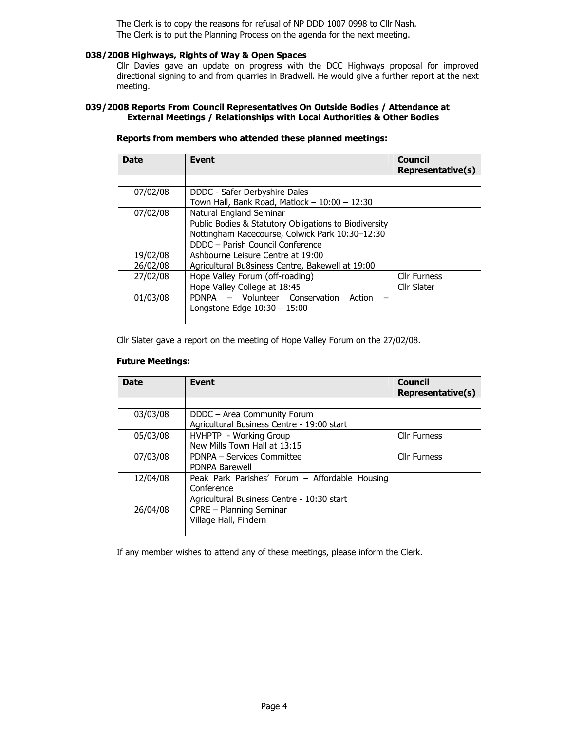The Clerk is to copy the reasons for refusal of NP DDD 1007 0998 to Cllr Nash.
The Clerk is to put the Planning Process on the agenda for the next meeting.

### 038/2008 Highways, Rights of Way & Open Spaces

Cllr Davies gave an update on progress with the DCC Highways proposal for improved directional signing to and from quarries in Bradwell. He would give a further report at the next meeting.

### 039/2008 Reports From Council Representatives On Outside Bodies / Attendance at External Meetings / Relationships with Local Authorities & Other Bodies

**Reports from members who attended these planned meetings:**

| Date | Event | Council Representative(s) |
|---|---|---|
| | | |
| 07/02/08 | DDDC - Safer Derbyshire Dales<br>Town Hall, Bank Road, Matlock – 10:00 – 12:30 | |
| 07/02/08 | Natural England Seminar<br>Public Bodies & Statutory Obligations to Biodiversity<br>Nottingham Racecourse, Colwick Park 10:30–12:30 | |
| 19/02/08<br>26/02/08 | DDDC – Parish Council Conference<br>Ashbourne Leisure Centre at 19:00<br>Agricultural Bu8siness Centre, Bakewell at 19:00 | |
| 27/02/08 | Hope Valley Forum (off-roading)<br>Hope Valley College at 18:45 | Cllr Furness<br>Cllr Slater |
| 01/03/08 | PDNPA – Volunteer Conservation Action – Longstone Edge 10:30 – 15:00 | |
| | | |

Cllr Slater gave a report on the meeting of Hope Valley Forum on the 27/02/08.

**Future Meetings:**

| Date | Event | Council Representative(s) |
|---|---|---|
| | | |
| 03/03/08 | DDDC – Area Community Forum<br>Agricultural Business Centre - 19:00 start | |
| 05/03/08 | HVHPTP - Working Group<br>New Mills Town Hall at 13:15 | Cllr Furness |
| 07/03/08 | PDNPA – Services Committee<br>PDNPA Barewell | Cllr Furness |
| 12/04/08 | Peak Park Parishes' Forum – Affordable Housing Conference<br>Agricultural Business Centre - 10:30 start | |
| 26/04/08 | CPRE – Planning Seminar<br>Village Hall, Findern | |
| | | |

If any member wishes to attend any of these meetings, please inform the Clerk.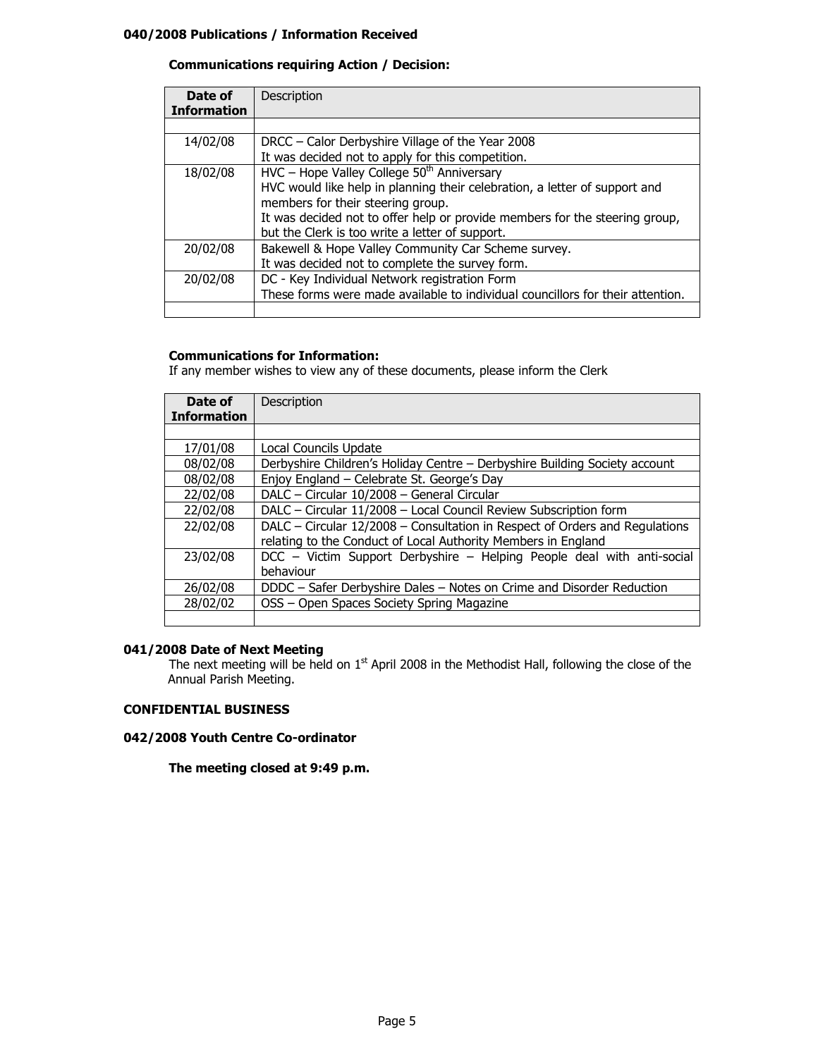**040/2008 Publications / Information Received**

**Communications requiring Action / Decision:**

| Date of Information | Description |
|---|---|
| | |
| 14/02/08 | DRCC – Calor Derbyshire Village of the Year 2008<br>It was decided not to apply for this competition. |
| 18/02/08 | HVC – Hope Valley College 50th Anniversary<br>HVC would like help in planning their celebration, a letter of support and members for their steering group.<br>It was decided not to offer help or provide members for the steering group, but the Clerk is too write a letter of support. |
| 20/02/08 | Bakewell & Hope Valley Community Car Scheme survey.<br>It was decided not to complete the survey form. |
| 20/02/08 | DC - Key Individual Network registration Form<br>These forms were made available to individual councillors for their attention. |
| | |

**Communications for Information:**

If any member wishes to view any of these documents, please inform the Clerk

| Date of Information | Description |
|---|---|
| | |
| 17/01/08 | Local Councils Update |
| 08/02/08 | Derbyshire Children's Holiday Centre – Derbyshire Building Society account |
| 08/02/08 | Enjoy England – Celebrate St. George's Day |
| 22/02/08 | DALC – Circular 10/2008 – General Circular |
| 22/02/08 | DALC – Circular 11/2008 – Local Council Review Subscription form |
| 22/02/08 | DALC – Circular 12/2008 – Consultation in Respect of Orders and Regulations relating to the Conduct of Local Authority Members in England |
| 23/02/08 | DCC – Victim Support Derbyshire – Helping People deal with anti-social behaviour |
| 26/02/08 | DDDC – Safer Derbyshire Dales – Notes on Crime and Disorder Reduction |
| 28/02/02 | OSS – Open Spaces Society Spring Magazine |
| | |

**041/2008 Date of Next Meeting**

The next meeting will be held on 1st April 2008 in the Methodist Hall, following the close of the Annual Parish Meeting.

**CONFIDENTIAL BUSINESS**

**042/2008 Youth Centre Co-ordinator**

**The meeting closed at 9:49 p.m.**